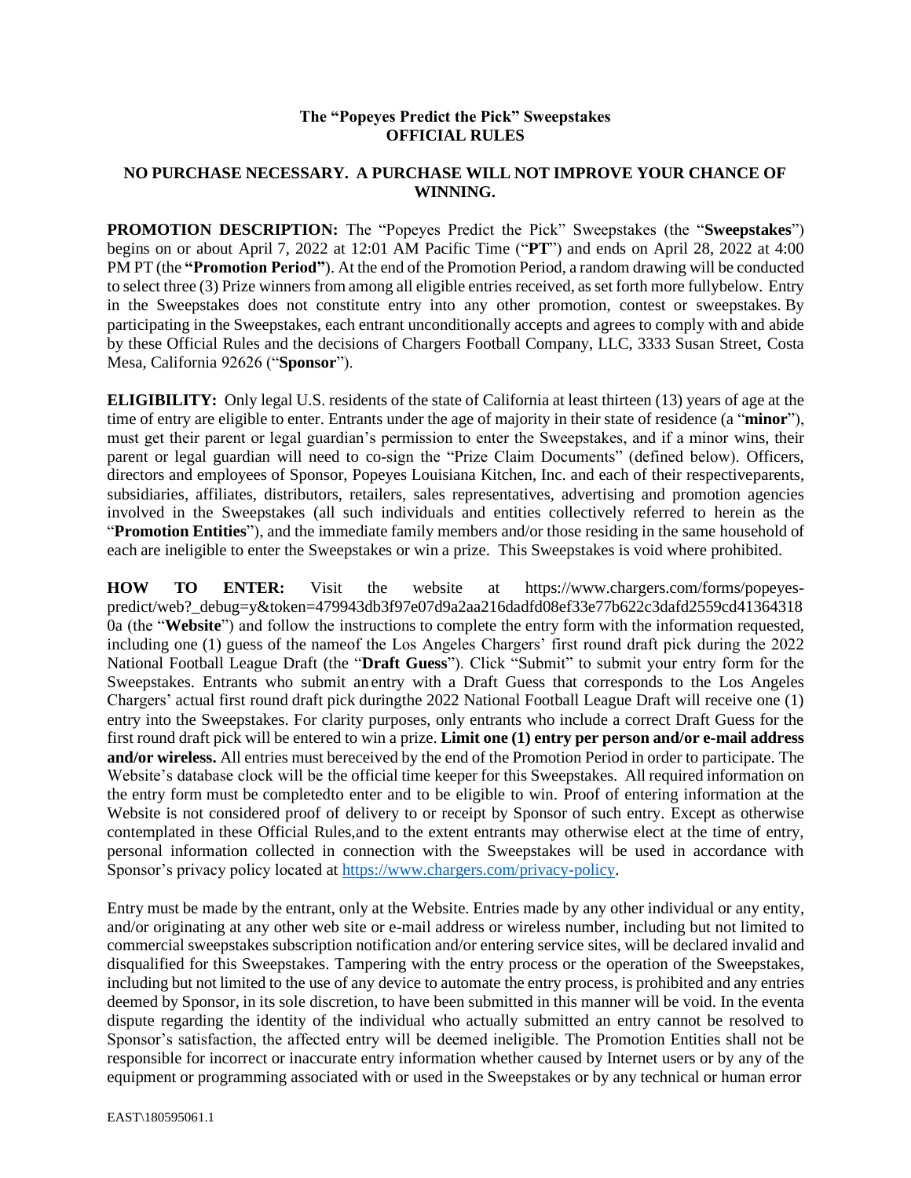**The "Popeyes Predict the Pick" Sweepstakes**
**OFFICIAL RULES**

**NO PURCHASE NECESSARY. A PURCHASE WILL NOT IMPROVE YOUR CHANCE OF WINNING.**

**PROMOTION DESCRIPTION:** The "Popeyes Predict the Pick" Sweepstakes (the "**Sweepstakes**") begins on or about April 7, 2022 at 12:01 AM Pacific Time ("**PT**") and ends on April 28, 2022 at 4:00 PM PT (the **"Promotion Period"**). At the end of the Promotion Period, a random drawing will be conducted to select three (3) Prize winners from among all eligible entries received, as set forth more fully below. Entry in the Sweepstakes does not constitute entry into any other promotion, contest or sweepstakes. By participating in the Sweepstakes, each entrant unconditionally accepts and agrees to comply with and abide by these Official Rules and the decisions of Chargers Football Company, LLC, 3333 Susan Street, Costa Mesa, California 92626 ("**Sponsor**").

**ELIGIBILITY:** Only legal U.S. residents of the state of California at least thirteen (13) years of age at the time of entry are eligible to enter. Entrants under the age of majority in their state of residence (a "**minor**"), must get their parent or legal guardian's permission to enter the Sweepstakes, and if a minor wins, their parent or legal guardian will need to co-sign the "Prize Claim Documents" (defined below). Officers, directors and employees of Sponsor, Popeyes Louisiana Kitchen, Inc. and each of their respective parents, subsidiaries, affiliates, distributors, retailers, sales representatives, advertising and promotion agencies involved in the Sweepstakes (all such individuals and entities collectively referred to herein as the "**Promotion Entities**"), and the immediate family members and/or those residing in the same household of each are ineligible to enter the Sweepstakes or win a prize. This Sweepstakes is void where prohibited.

**HOW TO ENTER:** Visit the website at https://www.chargers.com/forms/popeyes-predict/web?_debug=y&token=479943db3f97e07d9a2aa216dadfd08ef33e77b622c3dafd2559cd413643180a (the "**Website**") and follow the instructions to complete the entry form with the information requested, including one (1) guess of the name of the Los Angeles Chargers' first round draft pick during the 2022 National Football League Draft (the "**Draft Guess**"). Click "Submit" to submit your entry form for the Sweepstakes. Entrants who submit an entry with a Draft Guess that corresponds to the Los Angeles Chargers' actual first round draft pick during the 2022 National Football League Draft will receive one (1) entry into the Sweepstakes. For clarity purposes, only entrants who include a correct Draft Guess for the first round draft pick will be entered to win a prize. **Limit one (1) entry per person and/or e-mail address and/or wireless.** All entries must be received by the end of the Promotion Period in order to participate. The Website's database clock will be the official time keeper for this Sweepstakes. All required information on the entry form must be completed to enter and to be eligible to win. Proof of entering information at the Website is not considered proof of delivery to or receipt by Sponsor of such entry. Except as otherwise contemplated in these Official Rules, and to the extent entrants may otherwise elect at the time of entry, personal information collected in connection with the Sweepstakes will be used in accordance with Sponsor's privacy policy located at https://www.chargers.com/privacy-policy.

Entry must be made by the entrant, only at the Website. Entries made by any other individual or any entity, and/or originating at any other web site or e-mail address or wireless number, including but not limited to commercial sweepstakes subscription notification and/or entering service sites, will be declared invalid and disqualified for this Sweepstakes. Tampering with the entry process or the operation of the Sweepstakes, including but not limited to the use of any device to automate the entry process, is prohibited and any entries deemed by Sponsor, in its sole discretion, to have been submitted in this manner will be void. In the event a dispute regarding the identity of the individual who actually submitted an entry cannot be resolved to Sponsor's satisfaction, the affected entry will be deemed ineligible. The Promotion Entities shall not be responsible for incorrect or inaccurate entry information whether caused by Internet users or by any of the equipment or programming associated with or used in the Sweepstakes or by any technical or human error

EAST\180595061.1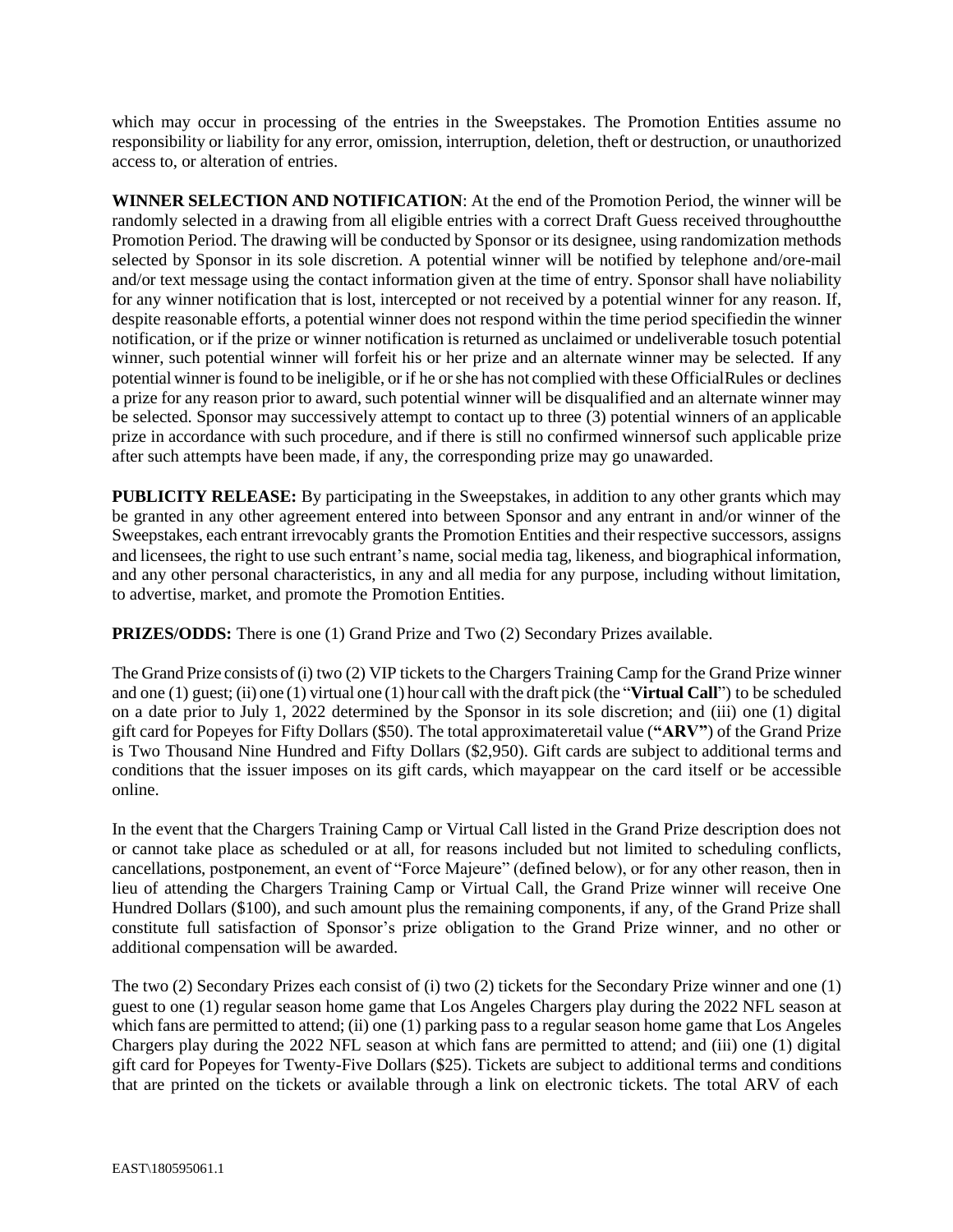which may occur in processing of the entries in the Sweepstakes. The Promotion Entities assume no responsibility or liability for any error, omission, interruption, deletion, theft or destruction, or unauthorized access to, or alteration of entries.

**WINNER SELECTION AND NOTIFICATION**: At the end of the Promotion Period, the winner will be randomly selected in a drawing from all eligible entries with a correct Draft Guess received throughoutthe Promotion Period. The drawing will be conducted by Sponsor or its designee, using randomization methods selected by Sponsor in its sole discretion. A potential winner will be notified by telephone and/ore-mail and/or text message using the contact information given at the time of entry. Sponsor shall have noliability for any winner notification that is lost, intercepted or not received by a potential winner for any reason. If, despite reasonable efforts, a potential winner does not respond within the time period specifiedin the winner notification, or if the prize or winner notification is returned as unclaimed or undeliverable tosuch potential winner, such potential winner will forfeit his or her prize and an alternate winner may be selected. If any potential winner is found to be ineligible, or if he or she has not complied with these OfficialRules or declines a prize for any reason prior to award, such potential winner will be disqualified and an alternate winner may be selected. Sponsor may successively attempt to contact up to three (3) potential winners of an applicable prize in accordance with such procedure, and if there is still no confirmed winnersof such applicable prize after such attempts have been made, if any, the corresponding prize may go unawarded.

**PUBLICITY RELEASE:** By participating in the Sweepstakes, in addition to any other grants which may be granted in any other agreement entered into between Sponsor and any entrant in and/or winner of the Sweepstakes, each entrant irrevocably grants the Promotion Entities and their respective successors, assigns and licensees, the right to use such entrant's name, social media tag, likeness, and biographical information, and any other personal characteristics, in any and all media for any purpose, including without limitation, to advertise, market, and promote the Promotion Entities.

**PRIZES/ODDS:** There is one (1) Grand Prize and Two (2) Secondary Prizes available.

The Grand Prize consists of (i) two (2) VIP tickets to the Chargers Training Camp for the Grand Prize winner and one (1) guest; (ii) one (1) virtual one (1) hour call with the draft pick (the "**Virtual Call**") to be scheduled on a date prior to July 1, 2022 determined by the Sponsor in its sole discretion; and (iii) one (1) digital gift card for Popeyes for Fifty Dollars ($50). The total approximateretail value (**"ARV"**) of the Grand Prize is Two Thousand Nine Hundred and Fifty Dollars ($2,950). Gift cards are subject to additional terms and conditions that the issuer imposes on its gift cards, which mayappear on the card itself or be accessible online.

In the event that the Chargers Training Camp or Virtual Call listed in the Grand Prize description does not or cannot take place as scheduled or at all, for reasons included but not limited to scheduling conflicts, cancellations, postponement, an event of "Force Majeure" (defined below), or for any other reason, then in lieu of attending the Chargers Training Camp or Virtual Call, the Grand Prize winner will receive One Hundred Dollars ($100), and such amount plus the remaining components, if any, of the Grand Prize shall constitute full satisfaction of Sponsor's prize obligation to the Grand Prize winner, and no other or additional compensation will be awarded.

The two (2) Secondary Prizes each consist of (i) two (2) tickets for the Secondary Prize winner and one (1) guest to one (1) regular season home game that Los Angeles Chargers play during the 2022 NFL season at which fans are permitted to attend; (ii) one (1) parking pass to a regular season home game that Los Angeles Chargers play during the 2022 NFL season at which fans are permitted to attend; and (iii) one (1) digital gift card for Popeyes for Twenty-Five Dollars ($25). Tickets are subject to additional terms and conditions that are printed on the tickets or available through a link on electronic tickets. The total ARV of each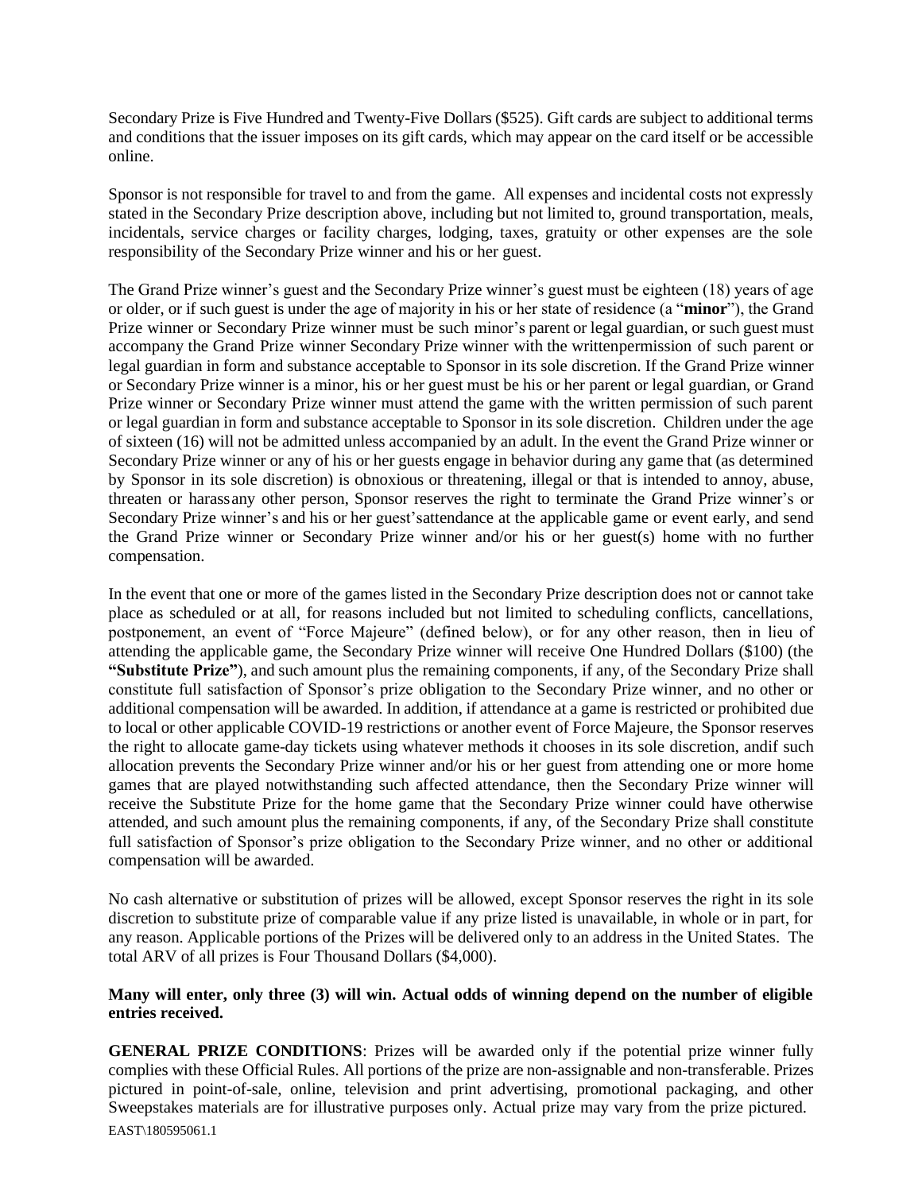Secondary Prize is Five Hundred and Twenty-Five Dollars ($525). Gift cards are subject to additional terms and conditions that the issuer imposes on its gift cards, which may appear on the card itself or be accessible online.

Sponsor is not responsible for travel to and from the game. All expenses and incidental costs not expressly stated in the Secondary Prize description above, including but not limited to, ground transportation, meals, incidentals, service charges or facility charges, lodging, taxes, gratuity or other expenses are the sole responsibility of the Secondary Prize winner and his or her guest.

The Grand Prize winner's guest and the Secondary Prize winner's guest must be eighteen (18) years of age or older, or if such guest is under the age of majority in his or her state of residence (a "**minor**"), the Grand Prize winner or Secondary Prize winner must be such minor's parent or legal guardian, or such guest must accompany the Grand Prize winner Secondary Prize winner with the writtenpermission of such parent or legal guardian in form and substance acceptable to Sponsor in its sole discretion. If the Grand Prize winner or Secondary Prize winner is a minor, his or her guest must be his or her parent or legal guardian, or Grand Prize winner or Secondary Prize winner must attend the game with the written permission of such parent or legal guardian in form and substance acceptable to Sponsor in its sole discretion. Children under the age of sixteen (16) will not be admitted unless accompanied by an adult. In the event the Grand Prize winner or Secondary Prize winner or any of his or her guests engage in behavior during any game that (as determined by Sponsor in its sole discretion) is obnoxious or threatening, illegal or that is intended to annoy, abuse, threaten or harassany other person, Sponsor reserves the right to terminate the Grand Prize winner's or Secondary Prize winner's and his or her guest'sattendance at the applicable game or event early, and send the Grand Prize winner or Secondary Prize winner and/or his or her guest(s) home with no further compensation.

In the event that one or more of the games listed in the Secondary Prize description does not or cannot take place as scheduled or at all, for reasons included but not limited to scheduling conflicts, cancellations, postponement, an event of "Force Majeure" (defined below), or for any other reason, then in lieu of attending the applicable game, the Secondary Prize winner will receive One Hundred Dollars ($100) (the **"Substitute Prize"**), and such amount plus the remaining components, if any, of the Secondary Prize shall constitute full satisfaction of Sponsor's prize obligation to the Secondary Prize winner, and no other or additional compensation will be awarded. In addition, if attendance at a game is restricted or prohibited due to local or other applicable COVID-19 restrictions or another event of Force Majeure, the Sponsor reserves the right to allocate game-day tickets using whatever methods it chooses in its sole discretion, andif such allocation prevents the Secondary Prize winner and/or his or her guest from attending one or more home games that are played notwithstanding such affected attendance, then the Secondary Prize winner will receive the Substitute Prize for the home game that the Secondary Prize winner could have otherwise attended, and such amount plus the remaining components, if any, of the Secondary Prize shall constitute full satisfaction of Sponsor's prize obligation to the Secondary Prize winner, and no other or additional compensation will be awarded.

No cash alternative or substitution of prizes will be allowed, except Sponsor reserves the right in its sole discretion to substitute prize of comparable value if any prize listed is unavailable, in whole or in part, for any reason. Applicable portions of the Prizes will be delivered only to an address in the United States. The total ARV of all prizes is Four Thousand Dollars ($4,000).

**Many will enter, only three (3) will win. Actual odds of winning depend on the number of eligible entries received.**

**GENERAL PRIZE CONDITIONS**: Prizes will be awarded only if the potential prize winner fully complies with these Official Rules. All portions of the prize are non-assignable and non-transferable. Prizes pictured in point-of-sale, online, television and print advertising, promotional packaging, and other Sweepstakes materials are for illustrative purposes only. Actual prize may vary from the prize pictured.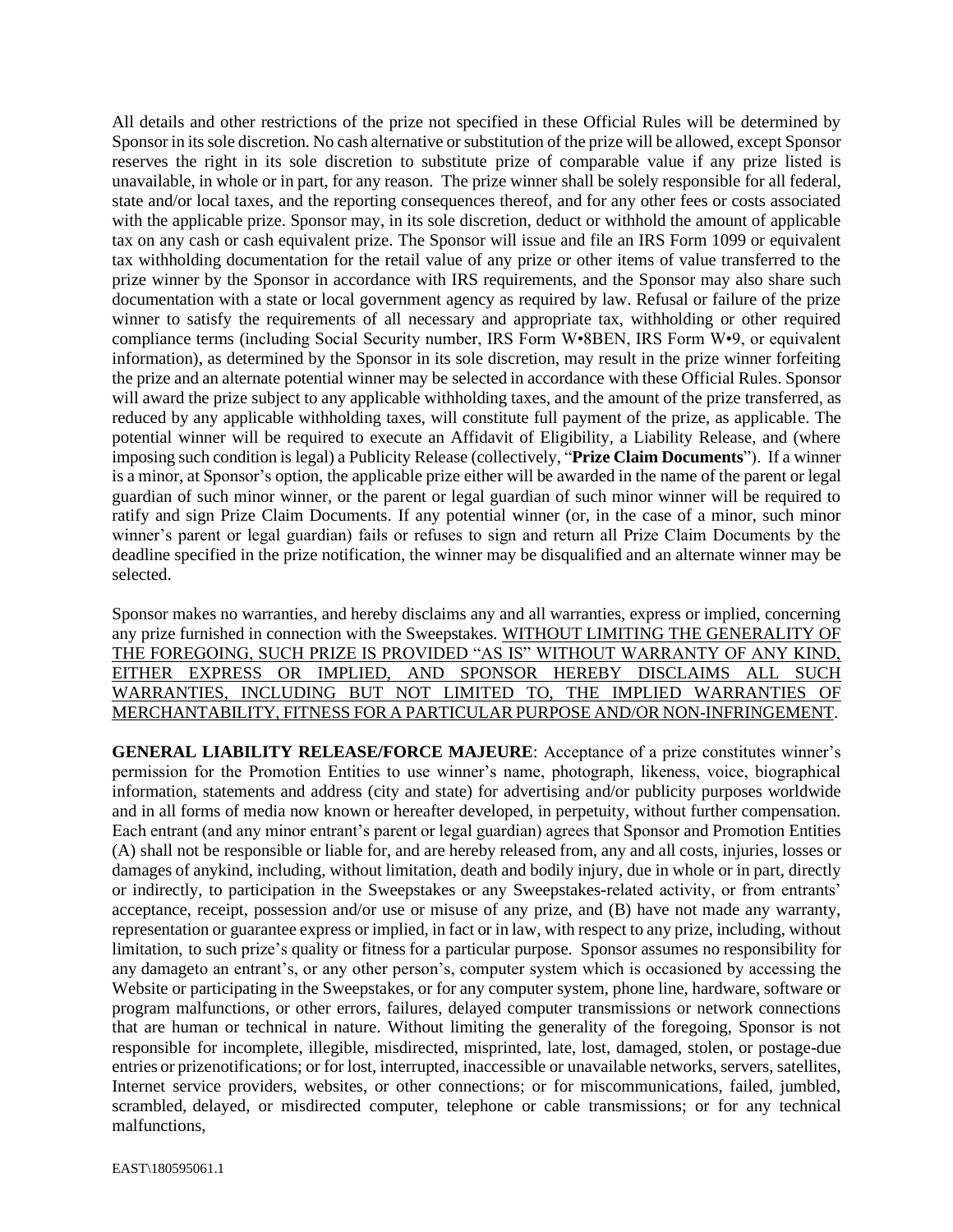All details and other restrictions of the prize not specified in these Official Rules will be determined by Sponsor in its sole discretion. No cash alternative or substitution of the prize will be allowed, except Sponsor reserves the right in its sole discretion to substitute prize of comparable value if any prize listed is unavailable, in whole or in part, for any reason. The prize winner shall be solely responsible for all federal, state and/or local taxes, and the reporting consequences thereof, and for any other fees or costs associated with the applicable prize. Sponsor may, in its sole discretion, deduct or withhold the amount of applicable tax on any cash or cash equivalent prize. The Sponsor will issue and file an IRS Form 1099 or equivalent tax withholding documentation for the retail value of any prize or other items of value transferred to the prize winner by the Sponsor in accordance with IRS requirements, and the Sponsor may also share such documentation with a state or local government agency as required by law. Refusal or failure of the prize winner to satisfy the requirements of all necessary and appropriate tax, withholding or other required compliance terms (including Social Security number, IRS Form W•8BEN, IRS Form W•9, or equivalent information), as determined by the Sponsor in its sole discretion, may result in the prize winner forfeiting the prize and an alternate potential winner may be selected in accordance with these Official Rules. Sponsor will award the prize subject to any applicable withholding taxes, and the amount of the prize transferred, as reduced by any applicable withholding taxes, will constitute full payment of the prize, as applicable. The potential winner will be required to execute an Affidavit of Eligibility, a Liability Release, and (where imposing such condition is legal) a Publicity Release (collectively, "**Prize Claim Documents**"). If a winner is a minor, at Sponsor's option, the applicable prize either will be awarded in the name of the parent or legal guardian of such minor winner, or the parent or legal guardian of such minor winner will be required to ratify and sign Prize Claim Documents. If any potential winner (or, in the case of a minor, such minor winner's parent or legal guardian) fails or refuses to sign and return all Prize Claim Documents by the deadline specified in the prize notification, the winner may be disqualified and an alternate winner may be selected.

Sponsor makes no warranties, and hereby disclaims any and all warranties, express or implied, concerning any prize furnished in connection with the Sweepstakes. <u>WITHOUT LIMITING THE GENERALITY OF THE FOREGOING, SUCH PRIZE IS PROVIDED "AS IS" WITHOUT WARRANTY OF ANY KIND, EITHER EXPRESS OR IMPLIED, AND SPONSOR HEREBY DISCLAIMS ALL SUCH WARRANTIES, INCLUDING BUT NOT LIMITED TO, THE IMPLIED WARRANTIES OF MERCHANTABILITY, FITNESS FOR A PARTICULAR PURPOSE AND/OR NON-INFRINGEMENT</u>.

**GENERAL LIABILITY RELEASE/FORCE MAJEURE**: Acceptance of a prize constitutes winner's permission for the Promotion Entities to use winner's name, photograph, likeness, voice, biographical information, statements and address (city and state) for advertising and/or publicity purposes worldwide and in all forms of media now known or hereafter developed, in perpetuity, without further compensation. Each entrant (and any minor entrant's parent or legal guardian) agrees that Sponsor and Promotion Entities (A) shall not be responsible or liable for, and are hereby released from, any and all costs, injuries, losses or damages of anykind, including, without limitation, death and bodily injury, due in whole or in part, directly or indirectly, to participation in the Sweepstakes or any Sweepstakes-related activity, or from entrants' acceptance, receipt, possession and/or use or misuse of any prize, and (B) have not made any warranty, representation or guarantee express or implied, in fact or in law, with respect to any prize, including, without limitation, to such prize's quality or fitness for a particular purpose. Sponsor assumes no responsibility for any damageto an entrant's, or any other person's, computer system which is occasioned by accessing the Website or participating in the Sweepstakes, or for any computer system, phone line, hardware, software or program malfunctions, or other errors, failures, delayed computer transmissions or network connections that are human or technical in nature. Without limiting the generality of the foregoing, Sponsor is not responsible for incomplete, illegible, misdirected, misprinted, late, lost, damaged, stolen, or postage-due entries or prizenotifications; or for lost, interrupted, inaccessible or unavailable networks, servers, satellites, Internet service providers, websites, or other connections; or for miscommunications, failed, jumbled, scrambled, delayed, or misdirected computer, telephone or cable transmissions; or for any technical malfunctions,

EAST\180595061.1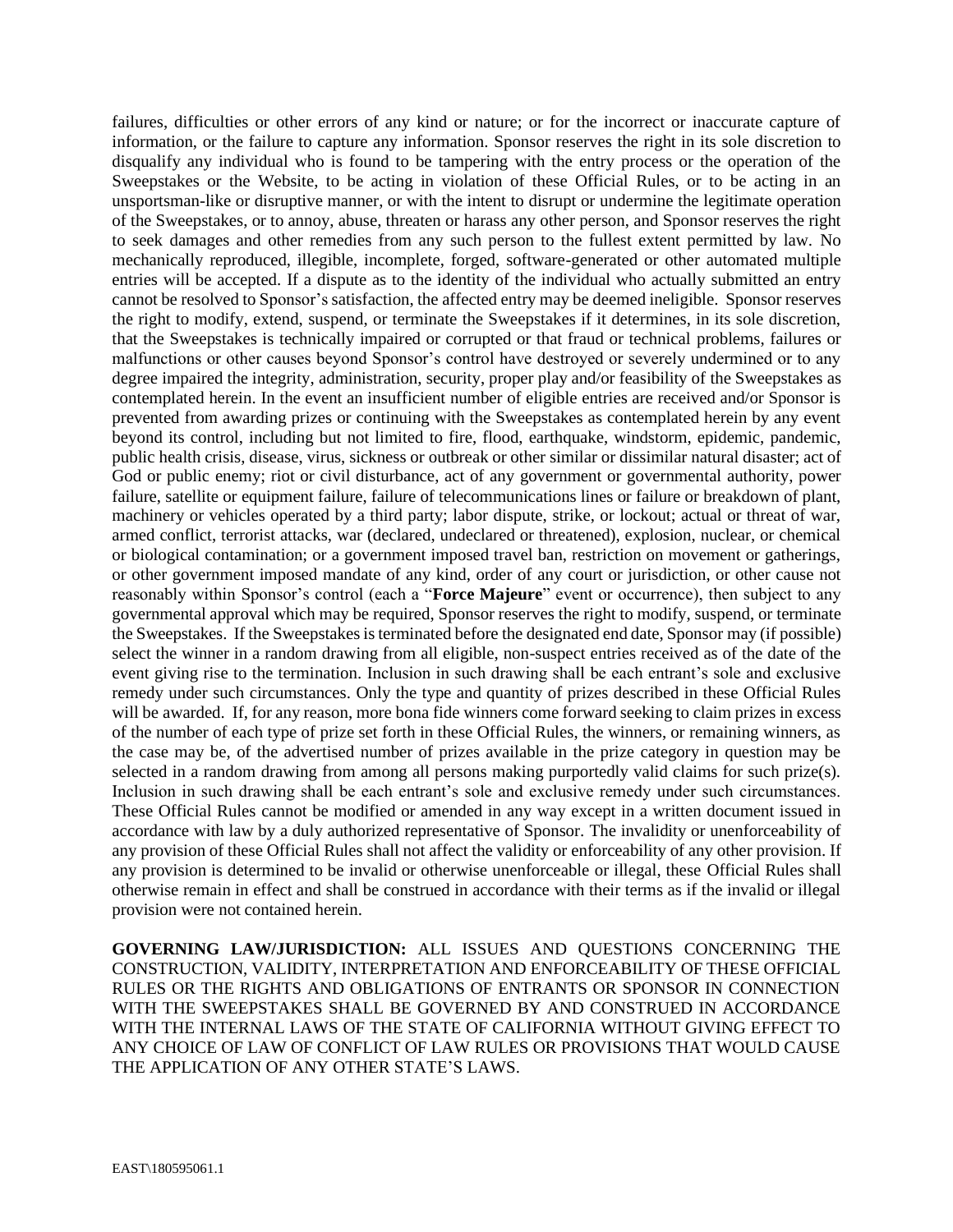failures, difficulties or other errors of any kind or nature; or for the incorrect or inaccurate capture of information, or the failure to capture any information. Sponsor reserves the right in its sole discretion to disqualify any individual who is found to be tampering with the entry process or the operation of the Sweepstakes or the Website, to be acting in violation of these Official Rules, or to be acting in an unsportsman-like or disruptive manner, or with the intent to disrupt or undermine the legitimate operation of the Sweepstakes, or to annoy, abuse, threaten or harass any other person, and Sponsor reserves the right to seek damages and other remedies from any such person to the fullest extent permitted by law. No mechanically reproduced, illegible, incomplete, forged, software-generated or other automated multiple entries will be accepted. If a dispute as to the identity of the individual who actually submitted an entry cannot be resolved to Sponsor's satisfaction, the affected entry may be deemed ineligible. Sponsor reserves the right to modify, extend, suspend, or terminate the Sweepstakes if it determines, in its sole discretion, that the Sweepstakes is technically impaired or corrupted or that fraud or technical problems, failures or malfunctions or other causes beyond Sponsor's control have destroyed or severely undermined or to any degree impaired the integrity, administration, security, proper play and/or feasibility of the Sweepstakes as contemplated herein. In the event an insufficient number of eligible entries are received and/or Sponsor is prevented from awarding prizes or continuing with the Sweepstakes as contemplated herein by any event beyond its control, including but not limited to fire, flood, earthquake, windstorm, epidemic, pandemic, public health crisis, disease, virus, sickness or outbreak or other similar or dissimilar natural disaster; act of God or public enemy; riot or civil disturbance, act of any government or governmental authority, power failure, satellite or equipment failure, failure of telecommunications lines or failure or breakdown of plant, machinery or vehicles operated by a third party; labor dispute, strike, or lockout; actual or threat of war, armed conflict, terrorist attacks, war (declared, undeclared or threatened), explosion, nuclear, or chemical or biological contamination; or a government imposed travel ban, restriction on movement or gatherings, or other government imposed mandate of any kind, order of any court or jurisdiction, or other cause not reasonably within Sponsor's control (each a "**Force Majeure**" event or occurrence), then subject to any governmental approval which may be required, Sponsor reserves the right to modify, suspend, or terminate the Sweepstakes. If the Sweepstakes is terminated before the designated end date, Sponsor may (if possible) select the winner in a random drawing from all eligible, non-suspect entries received as of the date of the event giving rise to the termination. Inclusion in such drawing shall be each entrant's sole and exclusive remedy under such circumstances. Only the type and quantity of prizes described in these Official Rules will be awarded. If, for any reason, more bona fide winners come forward seeking to claim prizes in excess of the number of each type of prize set forth in these Official Rules, the winners, or remaining winners, as the case may be, of the advertised number of prizes available in the prize category in question may be selected in a random drawing from among all persons making purportedly valid claims for such prize(s). Inclusion in such drawing shall be each entrant's sole and exclusive remedy under such circumstances. These Official Rules cannot be modified or amended in any way except in a written document issued in accordance with law by a duly authorized representative of Sponsor. The invalidity or unenforceability of any provision of these Official Rules shall not affect the validity or enforceability of any other provision. If any provision is determined to be invalid or otherwise unenforceable or illegal, these Official Rules shall otherwise remain in effect and shall be construed in accordance with their terms as if the invalid or illegal provision were not contained herein.

**GOVERNING LAW/JURISDICTION:** ALL ISSUES AND QUESTIONS CONCERNING THE CONSTRUCTION, VALIDITY, INTERPRETATION AND ENFORCEABILITY OF THESE OFFICIAL RULES OR THE RIGHTS AND OBLIGATIONS OF ENTRANTS OR SPONSOR IN CONNECTION WITH THE SWEEPSTAKES SHALL BE GOVERNED BY AND CONSTRUED IN ACCORDANCE WITH THE INTERNAL LAWS OF THE STATE OF CALIFORNIA WITHOUT GIVING EFFECT TO ANY CHOICE OF LAW OF CONFLICT OF LAW RULES OR PROVISIONS THAT WOULD CAUSE THE APPLICATION OF ANY OTHER STATE'S LAWS.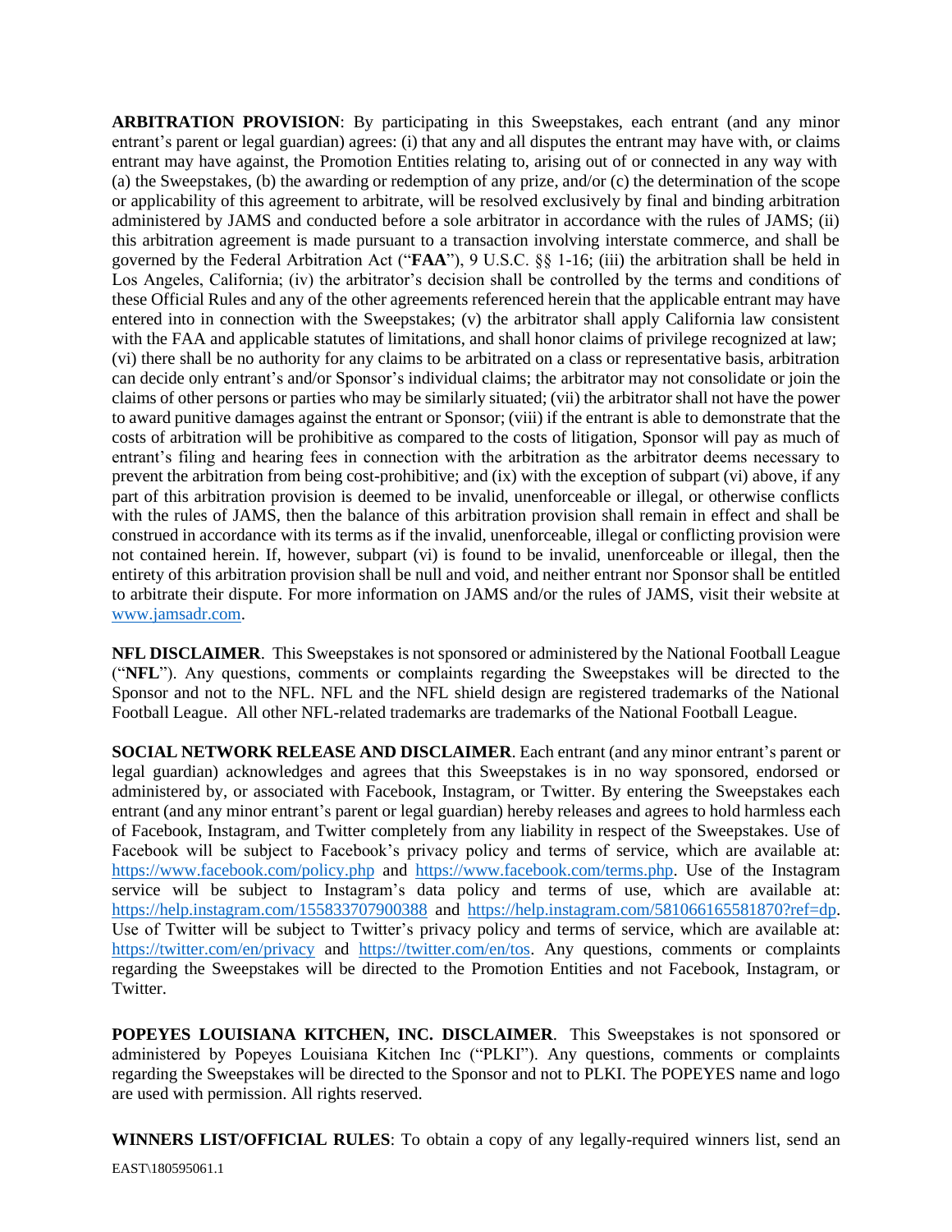**ARBITRATION PROVISION**: By participating in this Sweepstakes, each entrant (and any minor entrant's parent or legal guardian) agrees: (i) that any and all disputes the entrant may have with, or claims entrant may have against, the Promotion Entities relating to, arising out of or connected in any way with (a) the Sweepstakes, (b) the awarding or redemption of any prize, and/or (c) the determination of the scope or applicability of this agreement to arbitrate, will be resolved exclusively by final and binding arbitration administered by JAMS and conducted before a sole arbitrator in accordance with the rules of JAMS; (ii) this arbitration agreement is made pursuant to a transaction involving interstate commerce, and shall be governed by the Federal Arbitration Act ("**FAA**"), 9 U.S.C. §§ 1-16; (iii) the arbitration shall be held in Los Angeles, California; (iv) the arbitrator's decision shall be controlled by the terms and conditions of these Official Rules and any of the other agreements referenced herein that the applicable entrant may have entered into in connection with the Sweepstakes; (v) the arbitrator shall apply California law consistent with the FAA and applicable statutes of limitations, and shall honor claims of privilege recognized at law; (vi) there shall be no authority for any claims to be arbitrated on a class or representative basis, arbitration can decide only entrant's and/or Sponsor's individual claims; the arbitrator may not consolidate or join the claims of other persons or parties who may be similarly situated; (vii) the arbitrator shall not have the power to award punitive damages against the entrant or Sponsor; (viii) if the entrant is able to demonstrate that the costs of arbitration will be prohibitive as compared to the costs of litigation, Sponsor will pay as much of entrant's filing and hearing fees in connection with the arbitration as the arbitrator deems necessary to prevent the arbitration from being cost-prohibitive; and (ix) with the exception of subpart (vi) above, if any part of this arbitration provision is deemed to be invalid, unenforceable or illegal, or otherwise conflicts with the rules of JAMS, then the balance of this arbitration provision shall remain in effect and shall be construed in accordance with its terms as if the invalid, unenforceable, illegal or conflicting provision were not contained herein. If, however, subpart (vi) is found to be invalid, unenforceable or illegal, then the entirety of this arbitration provision shall be null and void, and neither entrant nor Sponsor shall be entitled to arbitrate their dispute. For more information on JAMS and/or the rules of JAMS, visit their website at www.jamsadr.com.

**NFL DISCLAIMER**. This Sweepstakes is not sponsored or administered by the National Football League ("**NFL**"). Any questions, comments or complaints regarding the Sweepstakes will be directed to the Sponsor and not to the NFL. NFL and the NFL shield design are registered trademarks of the National Football League. All other NFL-related trademarks are trademarks of the National Football League.

**SOCIAL NETWORK RELEASE AND DISCLAIMER**. Each entrant (and any minor entrant's parent or legal guardian) acknowledges and agrees that this Sweepstakes is in no way sponsored, endorsed or administered by, or associated with Facebook, Instagram, or Twitter. By entering the Sweepstakes each entrant (and any minor entrant's parent or legal guardian) hereby releases and agrees to hold harmless each of Facebook, Instagram, and Twitter completely from any liability in respect of the Sweepstakes. Use of Facebook will be subject to Facebook's privacy policy and terms of service, which are available at: https://www.facebook.com/policy.php and https://www.facebook.com/terms.php. Use of the Instagram service will be subject to Instagram's data policy and terms of use, which are available at: https://help.instagram.com/155833707900388 and https://help.instagram.com/581066165581870?ref=dp. Use of Twitter will be subject to Twitter's privacy policy and terms of service, which are available at: https://twitter.com/en/privacy and https://twitter.com/en/tos. Any questions, comments or complaints regarding the Sweepstakes will be directed to the Promotion Entities and not Facebook, Instagram, or Twitter.

**POPEYES LOUISIANA KITCHEN, INC. DISCLAIMER**. This Sweepstakes is not sponsored or administered by Popeyes Louisiana Kitchen Inc ("PLKI"). Any questions, comments or complaints regarding the Sweepstakes will be directed to the Sponsor and not to PLKI. The POPEYES name and logo are used with permission. All rights reserved.

**WINNERS LIST/OFFICIAL RULES**: To obtain a copy of any legally-required winners list, send an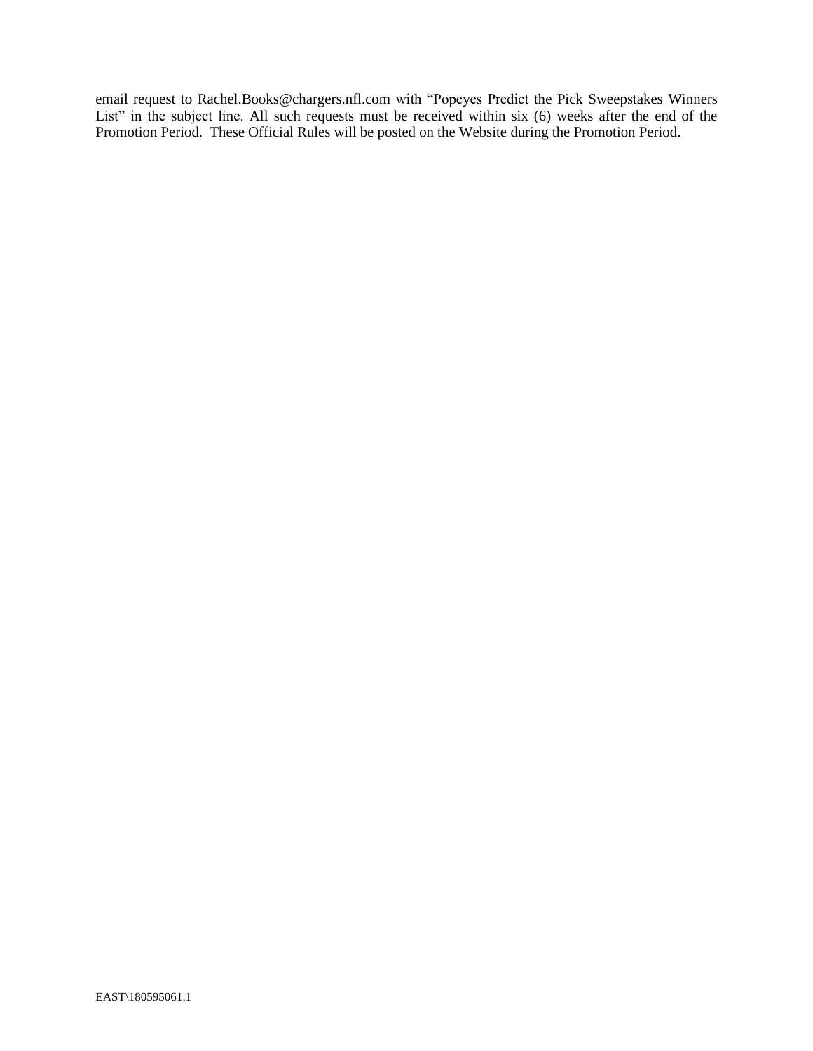email request to Rachel.Books@chargers.nfl.com with "Popeyes Predict the Pick Sweepstakes Winners List" in the subject line. All such requests must be received within six (6) weeks after the end of the Promotion Period. These Official Rules will be posted on the Website during the Promotion Period.